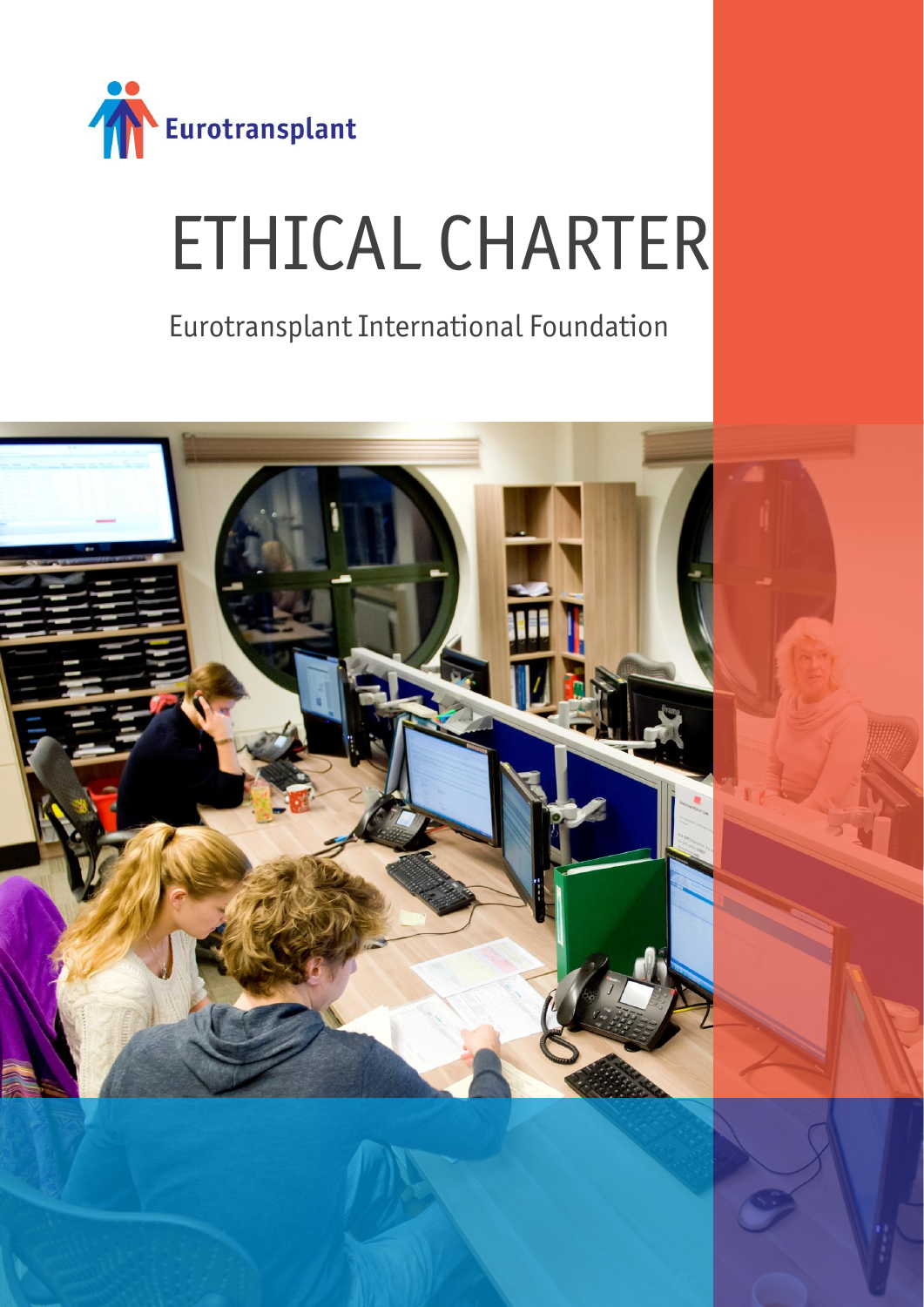Eurotransplant

# ETHICAL CHARTER

Eurotransplant International Foundation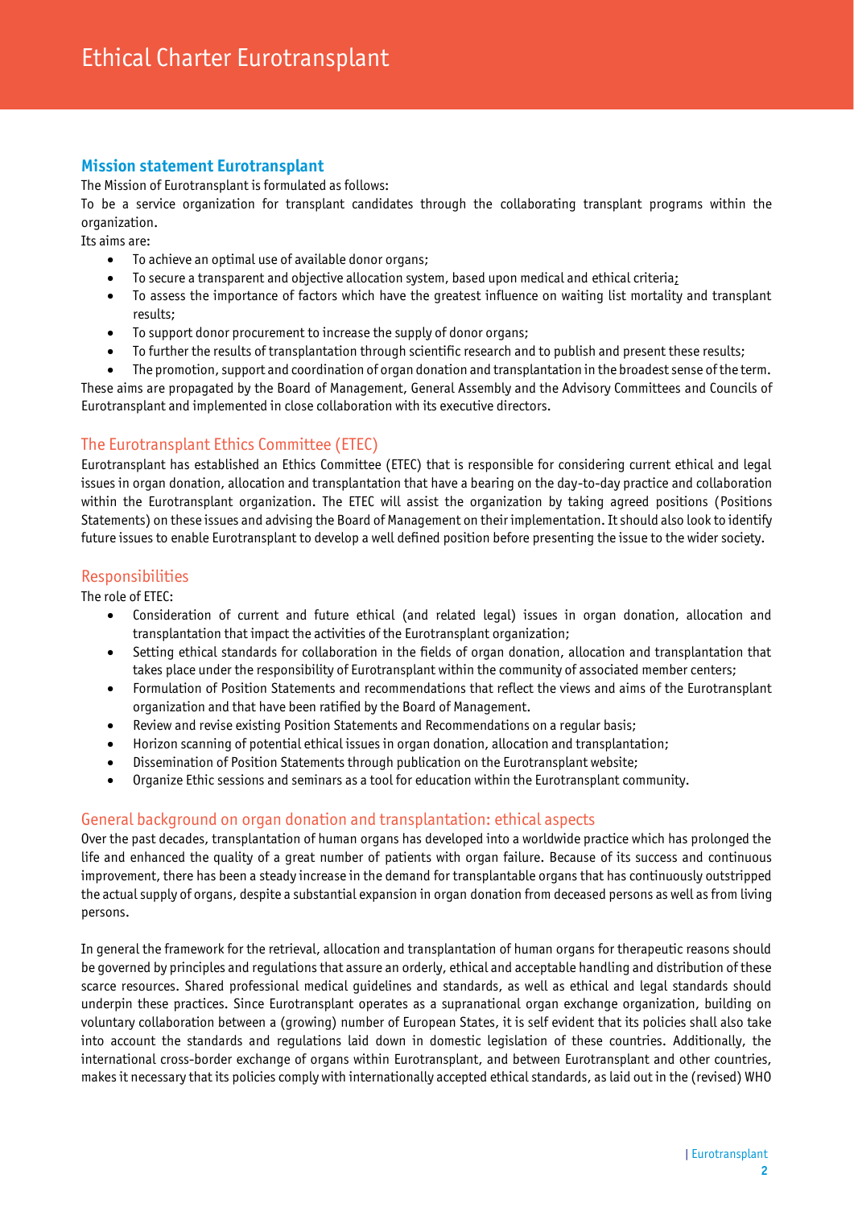# Ethical Charter Eurotransplant

## Mission statement Eurotransplant

The Mission of Eurotransplant is formulated as follows:

To be a service organization for transplant candidates through the collaborating transplant programs within the organization.

Its aims are:

- To achieve an optimal use of available donor organs;
- To secure a transparent and objective allocation system, based upon medical and ethical criteria;
- To assess the importance of factors which have the greatest influence on waiting list mortality and transplant results;
- To support donor procurement to increase the supply of donor organs;
- To further the results of transplantation through scientific research and to publish and present these results;
- The promotion, support and coordination of organ donation and transplantation in the broadest sense of the term.

These aims are propagated by the Board of Management, General Assembly and the Advisory Committees and Councils of Eurotransplant and implemented in close collaboration with its executive directors.

## The Eurotransplant Ethics Committee (ETEC)

Eurotransplant has established an Ethics Committee (ETEC) that is responsible for considering current ethical and legal issues in organ donation, allocation and transplantation that have a bearing on the day-to-day practice and collaboration within the Eurotransplant organization. The ETEC will assist the organization by taking agreed positions (Positions Statements) on these issues and advising the Board of Management on their implementation. It should also look to identify future issues to enable Eurotransplant to develop a well defined position before presenting the issue to the wider society.

## Responsibilities

The role of ETEC:

- Consideration of current and future ethical (and related legal) issues in organ donation, allocation and transplantation that impact the activities of the Eurotransplant organization;
- Setting ethical standards for collaboration in the fields of organ donation, allocation and transplantation that takes place under the responsibility of Eurotransplant within the community of associated member centers;
- Formulation of Position Statements and recommendations that reflect the views and aims of the Eurotransplant organization and that have been ratified by the Board of Management.
- Review and revise existing Position Statements and Recommendations on a regular basis;
- Horizon scanning of potential ethical issues in organ donation, allocation and transplantation;
- Dissemination of Position Statements through publication on the Eurotransplant website;
- Organize Ethic sessions and seminars as a tool for education within the Eurotransplant community.

## General background on organ donation and transplantation: ethical aspects

Over the past decades, transplantation of human organs has developed into a worldwide practice which has prolonged the life and enhanced the quality of a great number of patients with organ failure. Because of its success and continuous improvement, there has been a steady increase in the demand for transplantable organs that has continuously outstripped the actual supply of organs, despite a substantial expansion in organ donation from deceased persons as well as from living persons.

In general the framework for the retrieval, allocation and transplantation of human organs for therapeutic reasons should be governed by principles and regulations that assure an orderly, ethical and acceptable handling and distribution of these scarce resources. Shared professional medical guidelines and standards, as well as ethical and legal standards should underpin these practices. Since Eurotransplant operates as a supranational organ exchange organization, building on voluntary collaboration between a (growing) number of European States, it is self evident that its policies shall also take into account the standards and regulations laid down in domestic legislation of these countries. Additionally, the international cross-border exchange of organs within Eurotransplant, and between Eurotransplant and other countries, makes it necessary that its policies comply with internationally accepted ethical standards, as laid out in the (revised) WHO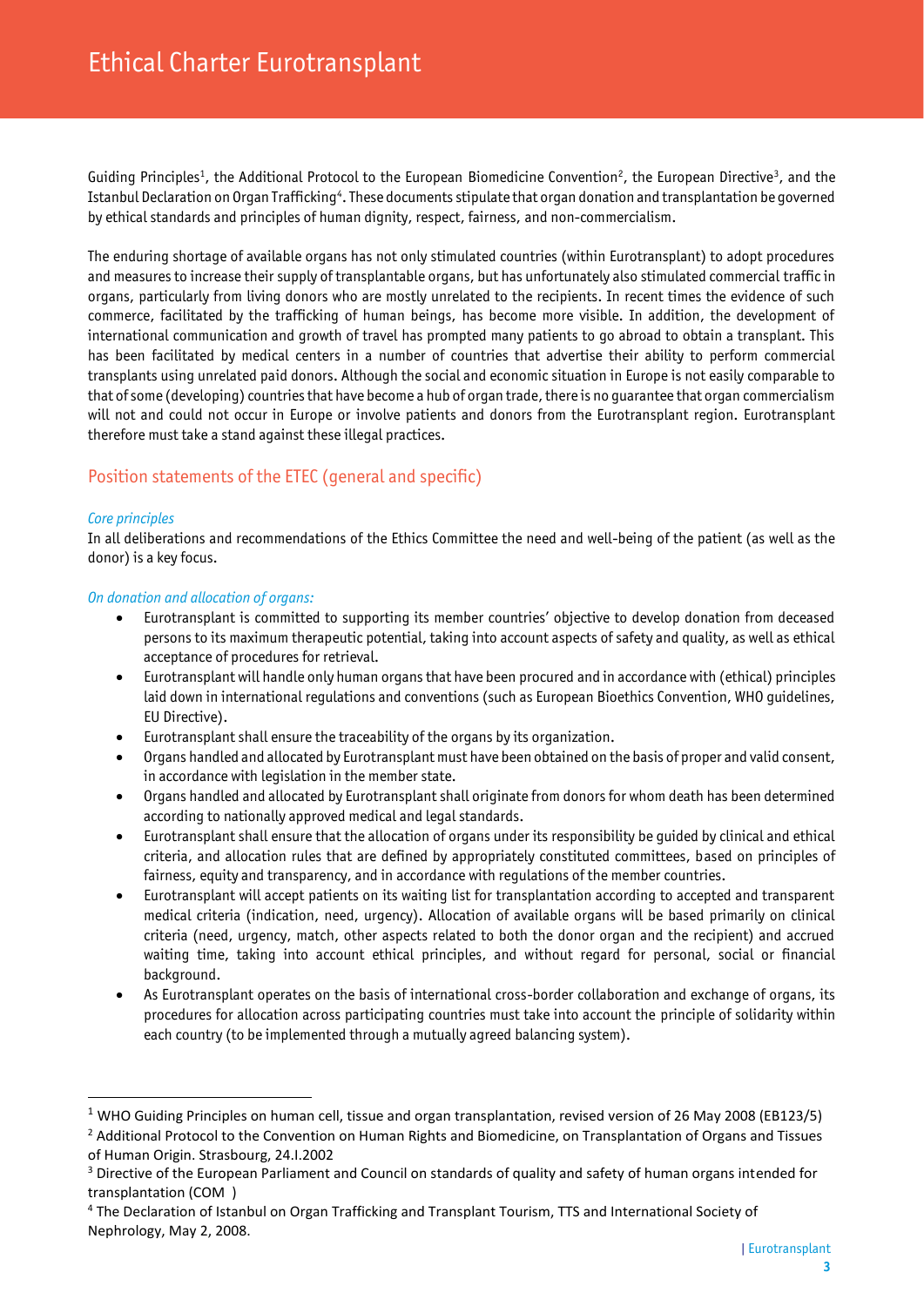Guiding Principles[1], the Additional Protocol to the European Biomedicine Convention[2], the European Directive[3], and the Istanbul Declaration on Organ Trafficking[4]. These documents stipulate that organ donation and transplantation be governed by ethical standards and principles of human dignity, respect, fairness, and non-commercialism.

The enduring shortage of available organs has not only stimulated countries (within Eurotransplant) to adopt procedures and measures to increase their supply of transplantable organs, but has unfortunately also stimulated commercial traffic in organs, particularly from living donors who are mostly unrelated to the recipients. In recent times the evidence of such commerce, facilitated by the trafficking of human beings, has become more visible. In addition, the development of international communication and growth of travel has prompted many patients to go abroad to obtain a transplant. This has been facilitated by medical centers in a number of countries that advertise their ability to perform commercial transplants using unrelated paid donors. Although the social and economic situation in Europe is not easily comparable to that of some (developing) countries that have become a hub of organ trade, there is no guarantee that organ commercialism will not and could not occur in Europe or involve patients and donors from the Eurotransplant region. Eurotransplant therefore must take a stand against these illegal practices.

## Position statements of the ETEC (general and specific)

*Core principles*

In all deliberations and recommendations of the Ethics Committee the need and well-being of the patient (as well as the donor) is a key focus.

*On donation and allocation of organs:*

- Eurotransplant is committed to supporting its member countries' objective to develop donation from deceased persons to its maximum therapeutic potential, taking into account aspects of safety and quality, as well as ethical acceptance of procedures for retrieval.
- Eurotransplant will handle only human organs that have been procured and in accordance with (ethical) principles laid down in international regulations and conventions (such as European Bioethics Convention, WHO guidelines, EU Directive).
- Eurotransplant shall ensure the traceability of the organs by its organization.
- Organs handled and allocated by Eurotransplant must have been obtained on the basis of proper and valid consent, in accordance with legislation in the member state.
- Organs handled and allocated by Eurotransplant shall originate from donors for whom death has been determined according to nationally approved medical and legal standards.
- Eurotransplant shall ensure that the allocation of organs under its responsibility be guided by clinical and ethical criteria, and allocation rules that are defined by appropriately constituted committees, based on principles of fairness, equity and transparency, and in accordance with regulations of the member countries.
- Eurotransplant will accept patients on its waiting list for transplantation according to accepted and transparent medical criteria (indication, need, urgency). Allocation of available organs will be based primarily on clinical criteria (need, urgency, match, other aspects related to both the donor organ and the recipient) and accrued waiting time, taking into account ethical principles, and without regard for personal, social or financial background.
- As Eurotransplant operates on the basis of international cross-border collaboration and exchange of organs, its procedures for allocation across participating countries must take into account the principle of solidarity within each country (to be implemented through a mutually agreed balancing system).

[1] WHO Guiding Principles on human cell, tissue and organ transplantation, revised version of 26 May 2008 (EB123/5)

[2] Additional Protocol to the Convention on Human Rights and Biomedicine, on Transplantation of Organs and Tissues of Human Origin. Strasbourg, 24.I.2002

[3] Directive of the European Parliament and Council on standards of quality and safety of human organs intended for transplantation (COM )

[4] The Declaration of Istanbul on Organ Trafficking and Transplant Tourism, TTS and International Society of Nephrology, May 2, 2008.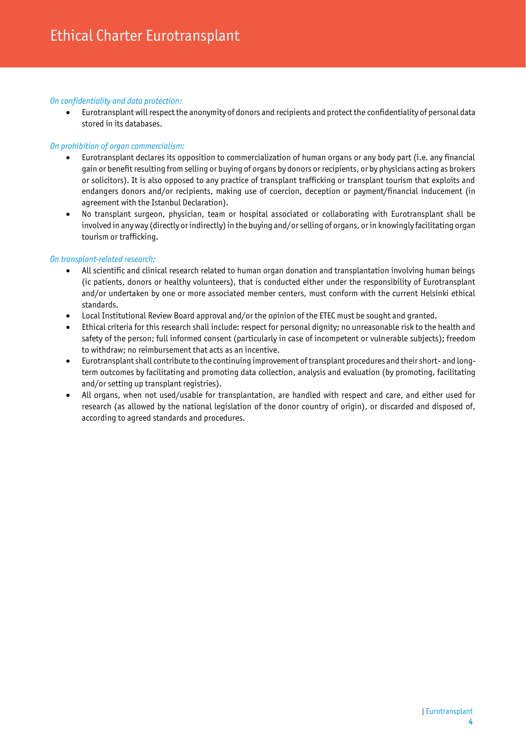*On confidentiality and data protection:*

- Eurotransplant will respect the anonymity of donors and recipients and protect the confidentiality of personal data stored in its databases.

*On prohibition of organ commercialism:*

- Eurotransplant declares its opposition to commercialization of human organs or any body part (i.e. any financial gain or benefit resulting from selling or buying of organs by donors or recipients, or by physicians acting as brokers or solicitors). It is also opposed to any practice of transplant trafficking or transplant tourism that exploits and endangers donors and/or recipients, making use of coercion, deception or payment/financial inducement (in agreement with the Istanbul Declaration).
- No transplant surgeon, physician, team or hospital associated or collaborating with Eurotransplant shall be involved in any way (directly or indirectly) in the buying and/or selling of organs, or in knowingly facilitating organ tourism or trafficking.

*On transplant-related research:*

- All scientific and clinical research related to human organ donation and transplantation involving human beings (ic patients, donors or healthy volunteers), that is conducted either under the responsibility of Eurotransplant and/or undertaken by one or more associated member centers, must conform with the current Helsinki ethical standards.
- Local Institutional Review Board approval and/or the opinion of the ETEC must be sought and granted.
- Ethical criteria for this research shall include: respect for personal dignity; no unreasonable risk to the health and safety of the person; full informed consent (particularly in case of incompetent or vulnerable subjects); freedom to withdraw; no reimbursement that acts as an incentive.
- Eurotransplant shall contribute to the continuing improvement of transplant procedures and their short- and long-term outcomes by facilitating and promoting data collection, analysis and evaluation (by promoting, facilitating and/or setting up transplant registries).
- All organs, when not used/usable for transplantation, are handled with respect and care, and either used for research (as allowed by the national legislation of the donor country of origin), or discarded and disposed of, according to agreed standards and procedures.